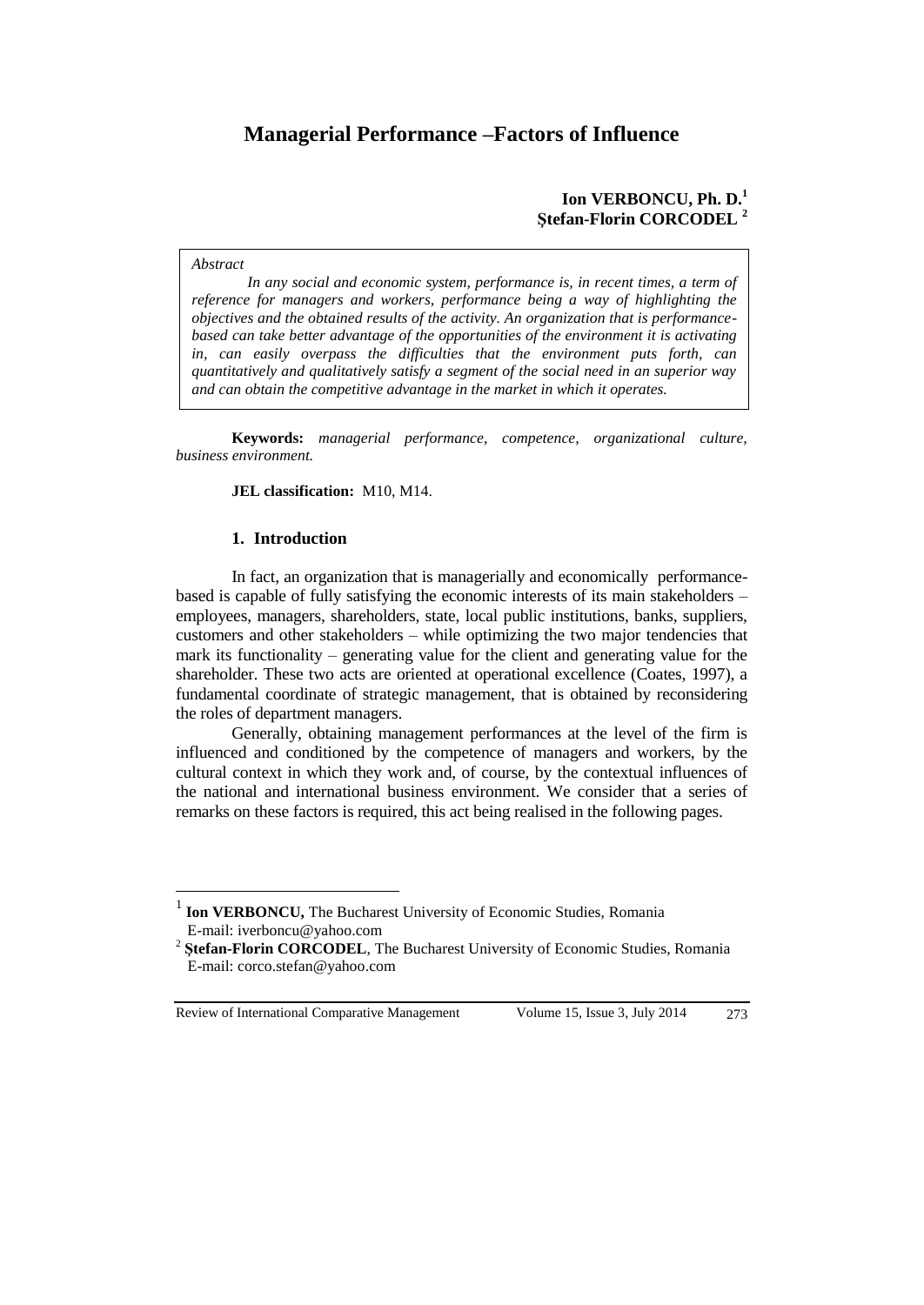# Managerial Performance –Factors of Influence

**Ion VERBONCU, Ph. D.**[1]
**Ştefan-Florin CORCODEL**[2]

*Abstract*

*In any social and economic system, performance is, in recent times, a term of reference for managers and workers, performance being a way of highlighting the objectives and the obtained results of the activity. An organization that is performance-based can take better advantage of the opportunities of the environment it is activating in, can easily overpass the difficulties that the environment puts forth, can quantitatively and qualitatively satisfy a segment of the social need in an superior way and can obtain the competitive advantage in the market in which it operates.*

**Keywords:** *managerial performance, competence, organizational culture, business environment.*

**JEL classification:** M10, M14.

## 1. Introduction

In fact, an organization that is managerially and economically performance-based is capable of fully satisfying the economic interests of its main stakeholders – employees, managers, shareholders, state, local public institutions, banks, suppliers, customers and other stakeholders – while optimizing the two major tendencies that mark its functionality – generating value for the client and generating value for the shareholder. These two acts are oriented at operational excellence (Coates, 1997), a fundamental coordinate of strategic management, that is obtained by reconsidering the roles of department managers.

Generally, obtaining management performances at the level of the firm is influenced and conditioned by the competence of managers and workers, by the cultural context in which they work and, of course, by the contextual influences of the national and international business environment. We consider that a series of remarks on these factors is required, this act being realised in the following pages.

---

[1] **Ion VERBONCU,** The Bucharest University of Economic Studies, Romania
E-mail: iverboncu@yahoo.com

[2] **Ştefan-Florin CORCODEL**, The Bucharest University of Economic Studies, Romania
E-mail: corco.stefan@yahoo.com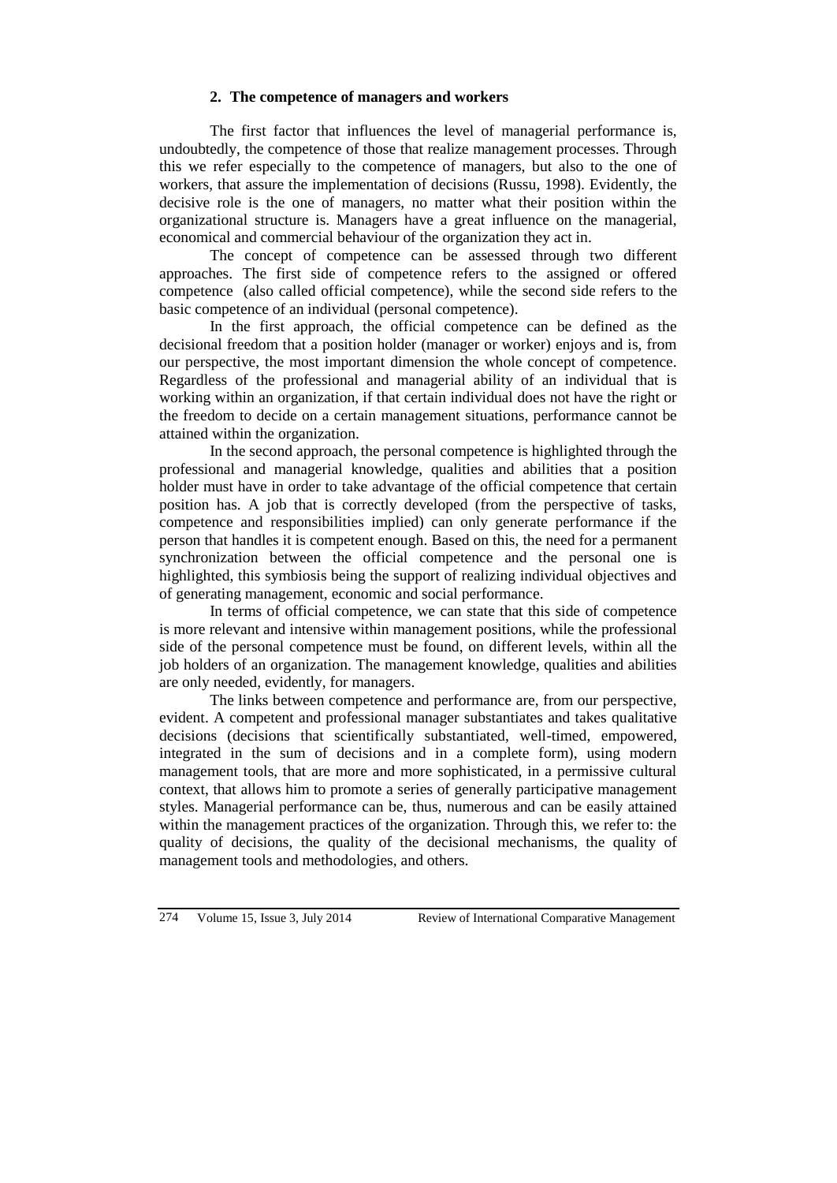## 2. The competence of managers and workers

The first factor that influences the level of managerial performance is, undoubtedly, the competence of those that realize management processes. Through this we refer especially to the competence of managers, but also to the one of workers, that assure the implementation of decisions (Russu, 1998). Evidently, the decisive role is the one of managers, no matter what their position within the organizational structure is. Managers have a great influence on the managerial, economical and commercial behaviour of the organization they act in.

The concept of competence can be assessed through two different approaches. The first side of competence refers to the assigned or offered competence (also called official competence), while the second side refers to the basic competence of an individual (personal competence).

In the first approach, the official competence can be defined as the decisional freedom that a position holder (manager or worker) enjoys and is, from our perspective, the most important dimension the whole concept of competence. Regardless of the professional and managerial ability of an individual that is working within an organization, if that certain individual does not have the right or the freedom to decide on a certain management situations, performance cannot be attained within the organization.

In the second approach, the personal competence is highlighted through the professional and managerial knowledge, qualities and abilities that a position holder must have in order to take advantage of the official competence that certain position has. A job that is correctly developed (from the perspective of tasks, competence and responsibilities implied) can only generate performance if the person that handles it is competent enough. Based on this, the need for a permanent synchronization between the official competence and the personal one is highlighted, this symbiosis being the support of realizing individual objectives and of generating management, economic and social performance.

In terms of official competence, we can state that this side of competence is more relevant and intensive within management positions, while the professional side of the personal competence must be found, on different levels, within all the job holders of an organization. The management knowledge, qualities and abilities are only needed, evidently, for managers.

The links between competence and performance are, from our perspective, evident. A competent and professional manager substantiates and takes qualitative decisions (decisions that scientifically substantiated, well-timed, empowered, integrated in the sum of decisions and in a complete form), using modern management tools, that are more and more sophisticated, in a permissive cultural context, that allows him to promote a series of generally participative management styles. Managerial performance can be, thus, numerous and can be easily attained within the management practices of the organization. Through this, we refer to: the quality of decisions, the quality of the decisional mechanisms, the quality of management tools and methodologies, and others.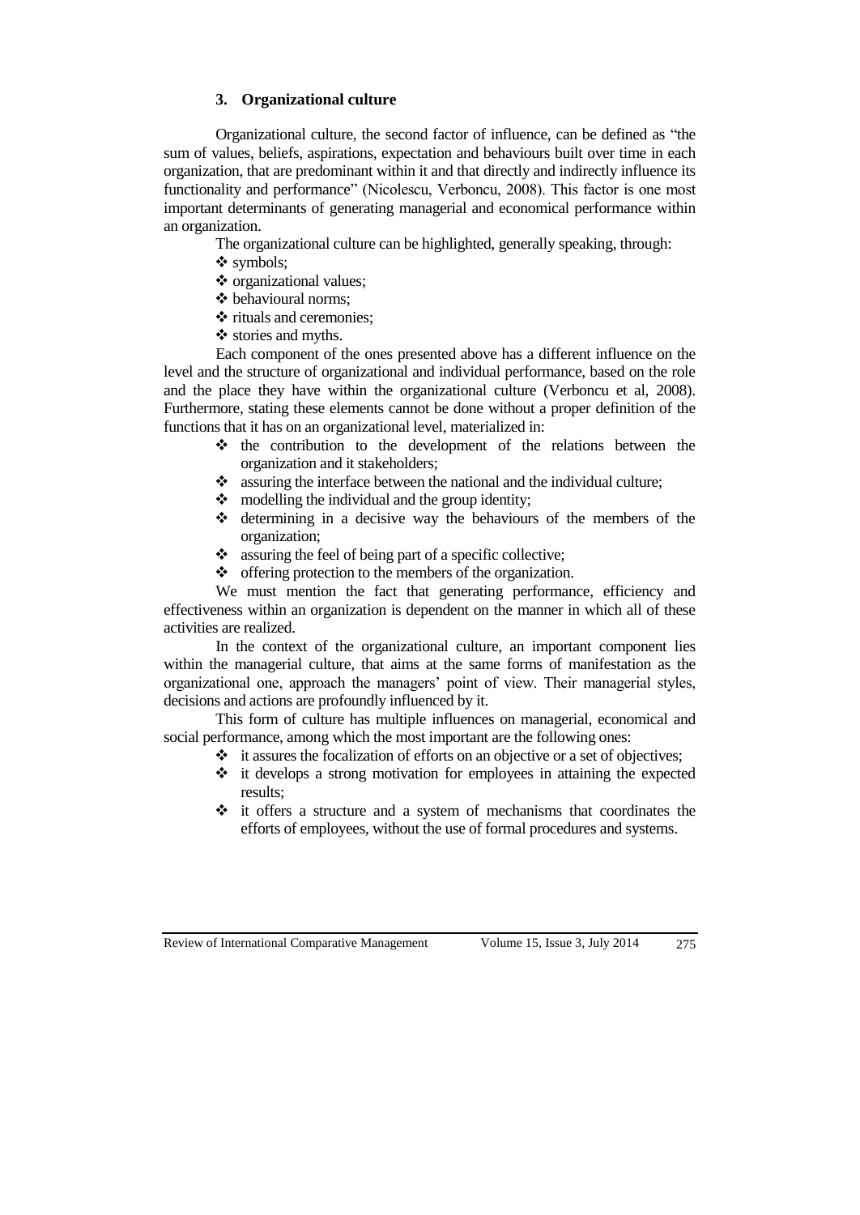## 3. Organizational culture

Organizational culture, the second factor of influence, can be defined as "the sum of values, beliefs, aspirations, expectation and behaviours built over time in each organization, that are predominant within it and that directly and indirectly influence its functionality and performance" (Nicolescu, Verboncu, 2008). This factor is one most important determinants of generating managerial and economical performance within an organization.

The organizational culture can be highlighted, generally speaking, through:

- symbols;
- organizational values;
- behavioural norms;
- rituals and ceremonies;
- stories and myths.

Each component of the ones presented above has a different influence on the level and the structure of organizational and individual performance, based on the role and the place they have within the organizational culture (Verboncu et al, 2008). Furthermore, stating these elements cannot be done without a proper definition of the functions that it has on an organizational level, materialized in:

- the contribution to the development of the relations between the organization and it stakeholders;
- assuring the interface between the national and the individual culture;
- modelling the individual and the group identity;
- determining in a decisive way the behaviours of the members of the organization;
- assuring the feel of being part of a specific collective;
- offering protection to the members of the organization.

We must mention the fact that generating performance, efficiency and effectiveness within an organization is dependent on the manner in which all of these activities are realized.

In the context of the organizational culture, an important component lies within the managerial culture, that aims at the same forms of manifestation as the organizational one, approach the managers' point of view. Their managerial styles, decisions and actions are profoundly influenced by it.

This form of culture has multiple influences on managerial, economical and social performance, among which the most important are the following ones:

- it assures the focalization of efforts on an objective or a set of objectives;
- it develops a strong motivation for employees in attaining the expected results;
- it offers a structure and a system of mechanisms that coordinates the efforts of employees, without the use of formal procedures and systems.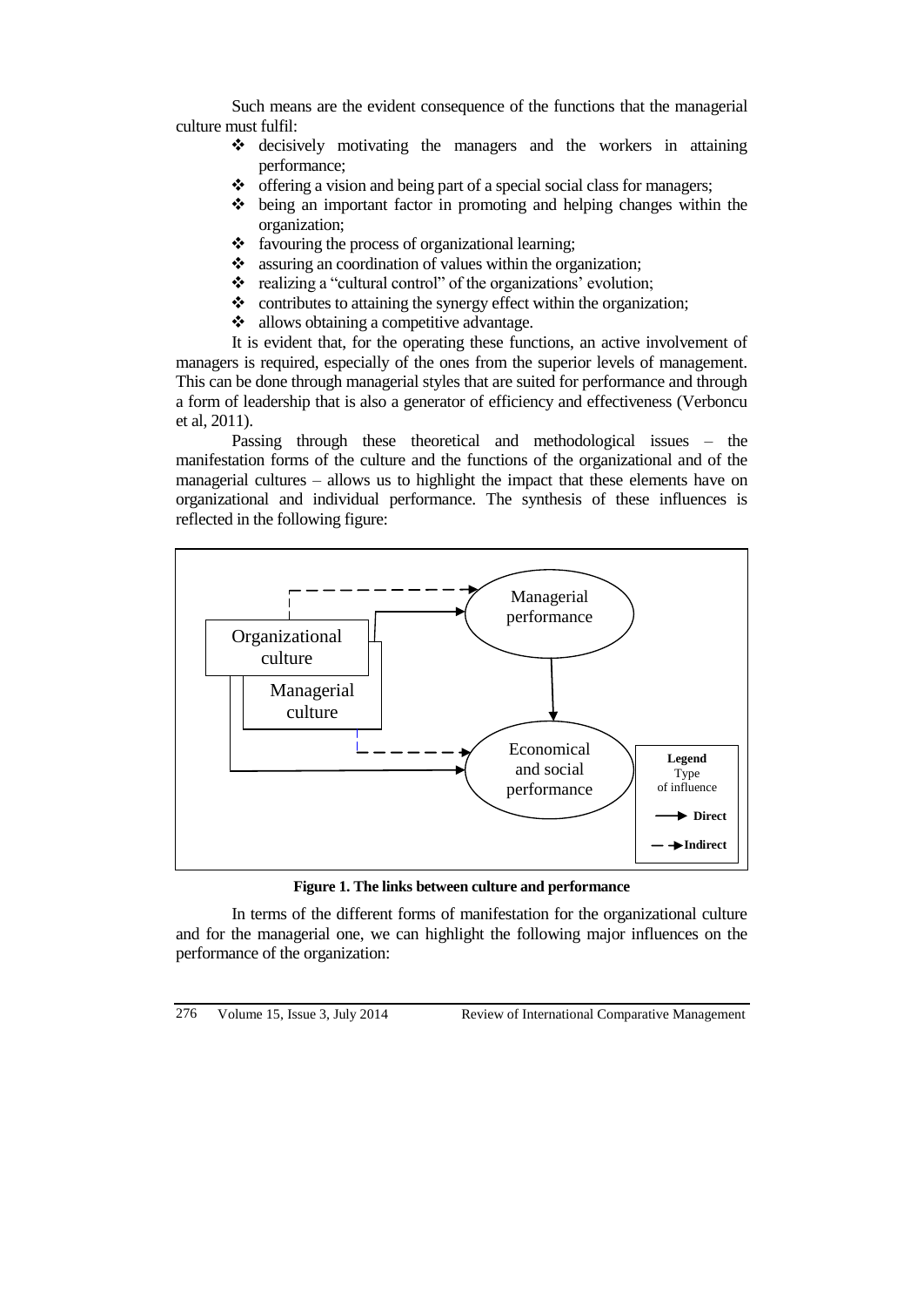Such means are the evident consequence of the functions that the managerial culture must fulfil:

- decisively motivating the managers and the workers in attaining performance;
- offering a vision and being part of a special social class for managers;
- being an important factor in promoting and helping changes within the organization;
- favouring the process of organizational learning;
- assuring an coordination of values within the organization;
- realizing a "cultural control" of the organizations' evolution;
- contributes to attaining the synergy effect within the organization;
- allows obtaining a competitive advantage.

It is evident that, for the operating these functions, an active involvement of managers is required, especially of the ones from the superior levels of management. This can be done through managerial styles that are suited for performance and through a form of leadership that is also a generator of efficiency and effectiveness (Verboncu et al, 2011).

Passing through these theoretical and methodological issues – the manifestation forms of the culture and the functions of the organizational and of the managerial cultures – allows us to highlight the impact that these elements have on organizational and individual performance. The synthesis of these influences is reflected in the following figure:

Organizational culture

Managerial culture

Managerial performance

Economical and social performance

Legend
Type of influence
Direct
Indirect

**Figure 1. The links between culture and performance**

In terms of the different forms of manifestation for the organizational culture and for the managerial one, we can highlight the following major influences on the performance of the organization: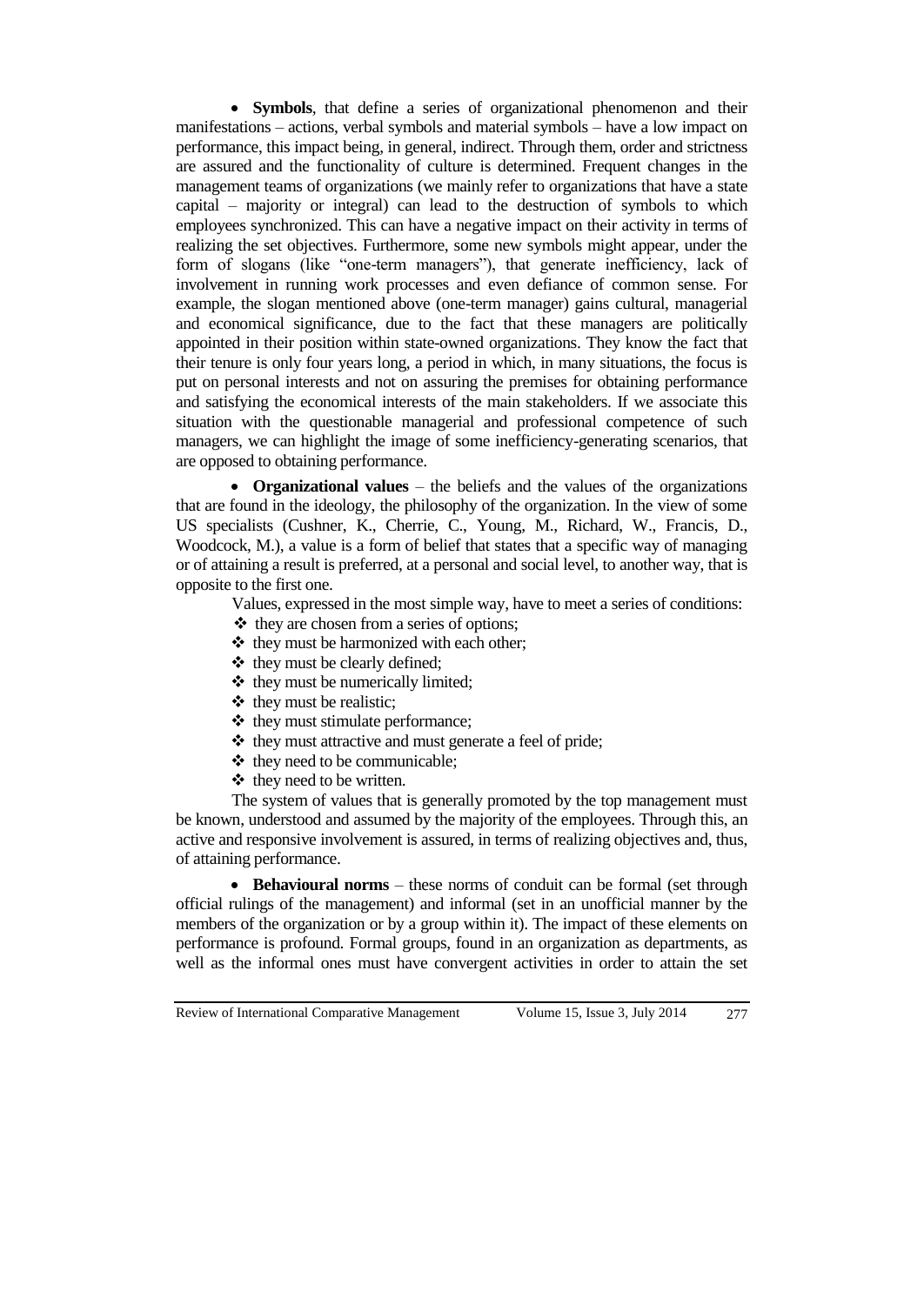- **Symbols**, that define a series of organizational phenomenon and their manifestations – actions, verbal symbols and material symbols – have a low impact on performance, this impact being, in general, indirect. Through them, order and strictness are assured and the functionality of culture is determined. Frequent changes in the management teams of organizations (we mainly refer to organizations that have a state capital – majority or integral) can lead to the destruction of symbols to which employees synchronized. This can have a negative impact on their activity in terms of realizing the set objectives. Furthermore, some new symbols might appear, under the form of slogans (like "one-term managers"), that generate inefficiency, lack of involvement in running work processes and even defiance of common sense. For example, the slogan mentioned above (one-term manager) gains cultural, managerial and economical significance, due to the fact that these managers are politically appointed in their position within state-owned organizations. They know the fact that their tenure is only four years long, a period in which, in many situations, the focus is put on personal interests and not on assuring the premises for obtaining performance and satisfying the economical interests of the main stakeholders. If we associate this situation with the questionable managerial and professional competence of such managers, we can highlight the image of some inefficiency-generating scenarios, that are opposed to obtaining performance.

- **Organizational values** – the beliefs and the values of the organizations that are found in the ideology, the philosophy of the organization. In the view of some US specialists (Cushner, K., Cherrie, C., Young, M., Richard, W., Francis, D., Woodcock, M.), a value is a form of belief that states that a specific way of managing or of attaining a result is preferred, at a personal and social level, to another way, that is opposite to the first one.

Values, expressed in the most simple way, have to meet a series of conditions:

- they are chosen from a series of options;
- they must be harmonized with each other;
- they must be clearly defined;
- they must be numerically limited;
- they must be realistic;
- they must stimulate performance;
- they must attractive and must generate a feel of pride;
- they need to be communicable;
- they need to be written.

The system of values that is generally promoted by the top management must be known, understood and assumed by the majority of the employees. Through this, an active and responsive involvement is assured, in terms of realizing objectives and, thus, of attaining performance.

- **Behavioural norms** – these norms of conduit can be formal (set through official rulings of the management) and informal (set in an unofficial manner by the members of the organization or by a group within it). The impact of these elements on performance is profound. Formal groups, found in an organization as departments, as well as the informal ones must have convergent activities in order to attain the set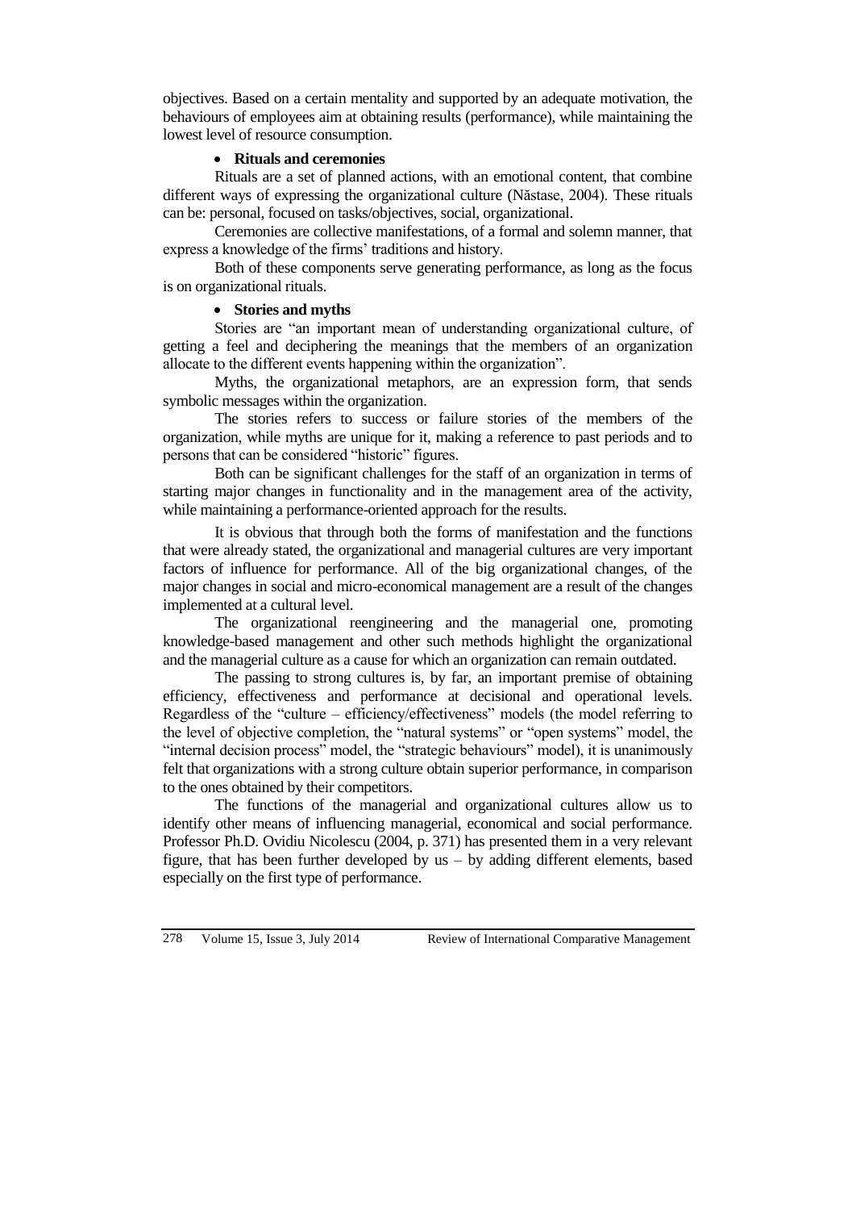objectives. Based on a certain mentality and supported by an adequate motivation, the behaviours of employees aim at obtaining results (performance), while maintaining the lowest level of resource consumption.

- **Rituals and ceremonies**

Rituals are a set of planned actions, with an emotional content, that combine different ways of expressing the organizational culture (Năstase, 2004). These rituals can be: personal, focused on tasks/objectives, social, organizational.

Ceremonies are collective manifestations, of a formal and solemn manner, that express a knowledge of the firms' traditions and history.

Both of these components serve generating performance, as long as the focus is on organizational rituals.

- **Stories and myths**

Stories are "an important mean of understanding organizational culture, of getting a feel and deciphering the meanings that the members of an organization allocate to the different events happening within the organization".

Myths, the organizational metaphors, are an expression form, that sends symbolic messages within the organization.

The stories refers to success or failure stories of the members of the organization, while myths are unique for it, making a reference to past periods and to persons that can be considered "historic" figures.

Both can be significant challenges for the staff of an organization in terms of starting major changes in functionality and in the management area of the activity, while maintaining a performance-oriented approach for the results.

It is obvious that through both the forms of manifestation and the functions that were already stated, the organizational and managerial cultures are very important factors of influence for performance. All of the big organizational changes, of the major changes in social and micro-economical management are a result of the changes implemented at a cultural level.

The organizational reengineering and the managerial one, promoting knowledge-based management and other such methods highlight the organizational and the managerial culture as a cause for which an organization can remain outdated.

The passing to strong cultures is, by far, an important premise of obtaining efficiency, effectiveness and performance at decisional and operational levels. Regardless of the "culture – efficiency/effectiveness" models (the model referring to the level of objective completion, the "natural systems" or "open systems" model, the "internal decision process" model, the "strategic behaviours" model), it is unanimously felt that organizations with a strong culture obtain superior performance, in comparison to the ones obtained by their competitors.

The functions of the managerial and organizational cultures allow us to identify other means of influencing managerial, economical and social performance. Professor Ph.D. Ovidiu Nicolescu (2004, p. 371) has presented them in a very relevant figure, that has been further developed by us – by adding different elements, based especially on the first type of performance.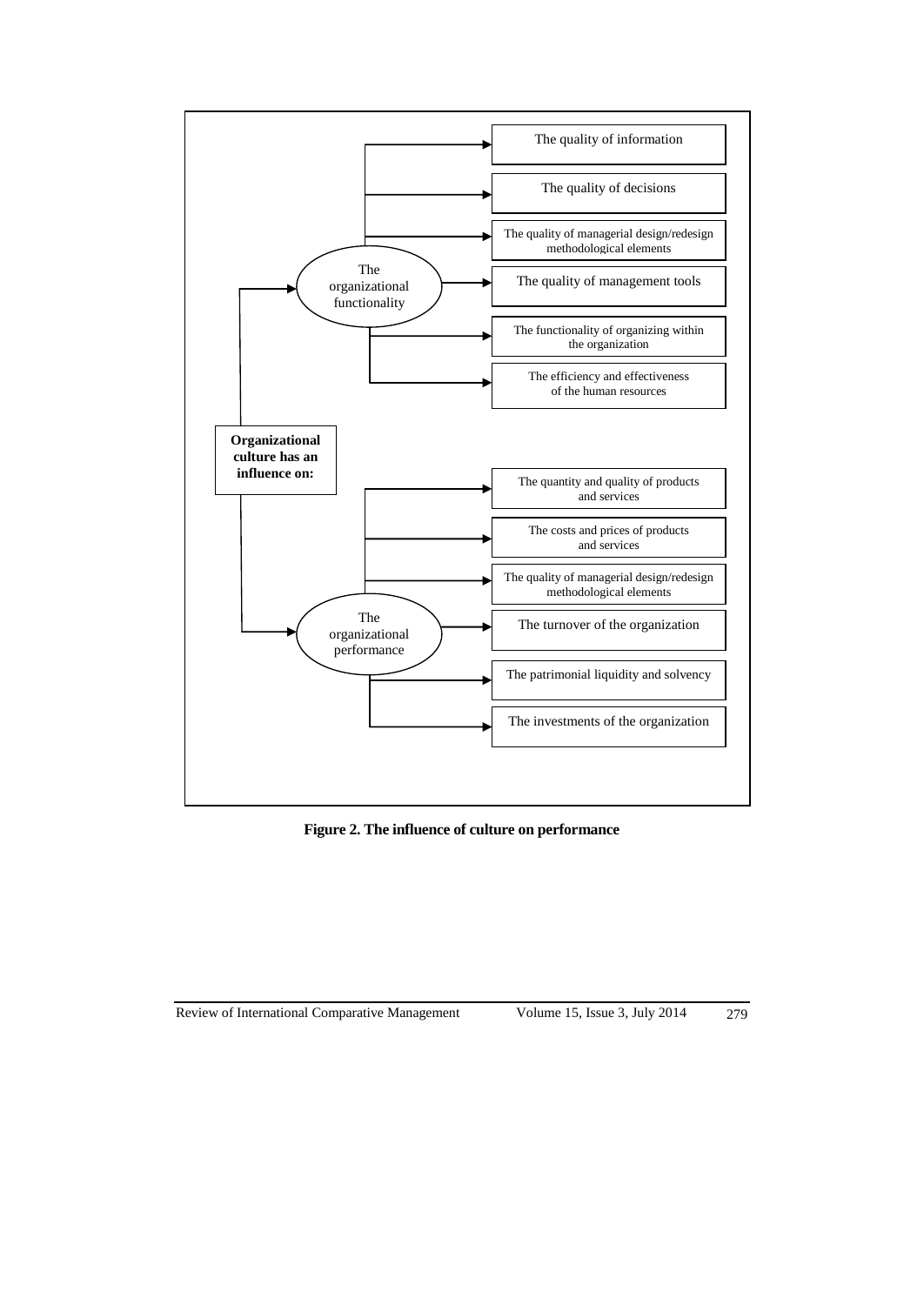**Organizational culture has an influence on:**

- **The organizational functionality**
  - The quality of information
  - The quality of decisions
  - The quality of managerial design/redesign methodological elements
  - The quality of management tools
  - The functionality of organizing within the organization
  - The efficiency and effectiveness of the human resources
- **The organizational performance**
  - The quantity and quality of products and services
  - The costs and prices of products and services
  - The quality of managerial design/redesign methodological elements
  - The turnover of the organization
  - The patrimonial liquidity and solvency
  - The investments of the organization

**Figure 2. The influence of culture on performance**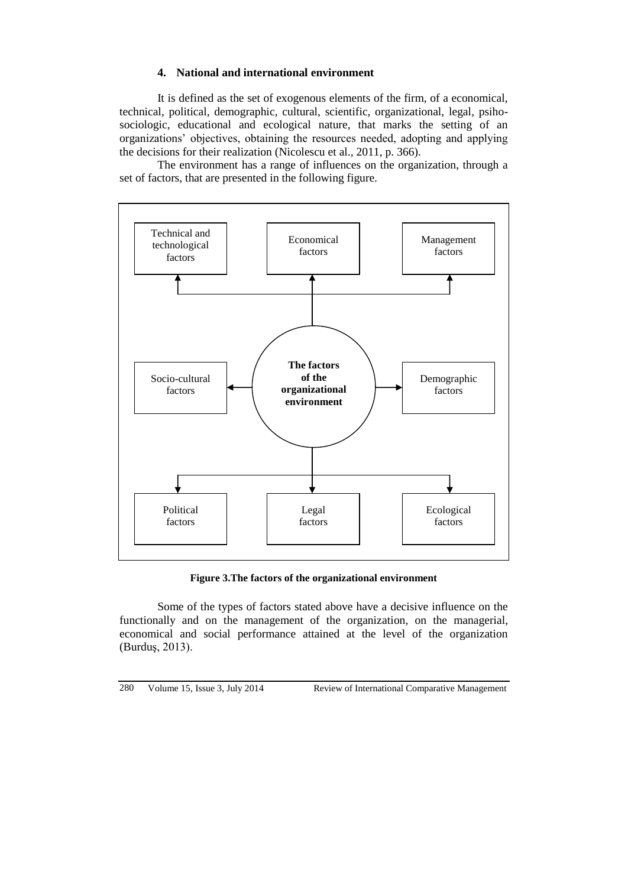## 4. National and international environment

It is defined as the set of exogenous elements of the firm, of a economical, technical, political, demographic, cultural, scientific, organizational, legal, psiho-sociologic, educational and ecological nature, that marks the setting of an organizations' objectives, obtaining the resources needed, adopting and applying the decisions for their realization (Nicolescu et al., 2011, p. 366).

The environment has a range of influences on the organization, through a set of factors, that are presented in the following figure.

```
Technical and technological factors    Economical factors    Management factors
                  ↑                            ↑                      ↑
                  └────────────────────────────┼──────────────────────┘
                                               │
Socio-cultural factors  ←  The factors of the organizational environment  →  Demographic factors
                                               │
                  ┌────────────────────────────┼──────────────────────┐
                  ↓                            ↓                      ↓
          Political factors              Legal factors        Ecological factors
```

**Figure 3.The factors of the organizational environment**

Some of the types of factors stated above have a decisive influence on the functionally and on the management of the organization, on the managerial, economical and social performance attained at the level of the organization (Burduş, 2013).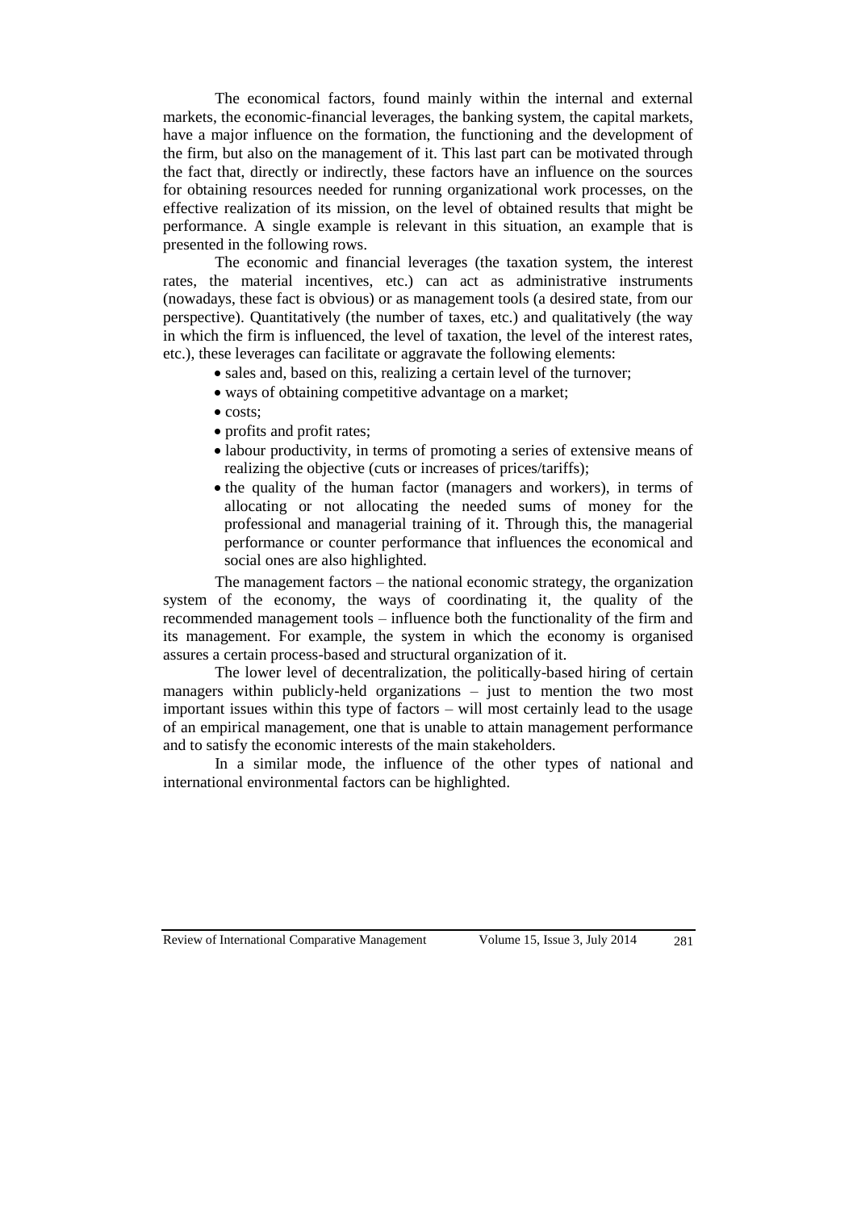The economical factors, found mainly within the internal and external markets, the economic-financial leverages, the banking system, the capital markets, have a major influence on the formation, the functioning and the development of the firm, but also on the management of it. This last part can be motivated through the fact that, directly or indirectly, these factors have an influence on the sources for obtaining resources needed for running organizational work processes, on the effective realization of its mission, on the level of obtained results that might be performance. A single example is relevant in this situation, an example that is presented in the following rows.

The economic and financial leverages (the taxation system, the interest rates, the material incentives, etc.) can act as administrative instruments (nowadays, these fact is obvious) or as management tools (a desired state, from our perspective). Quantitatively (the number of taxes, etc.) and qualitatively (the way in which the firm is influenced, the level of taxation, the level of the interest rates, etc.), these leverages can facilitate or aggravate the following elements:

- sales and, based on this, realizing a certain level of the turnover;
- ways of obtaining competitive advantage on a market;
- costs;
- profits and profit rates;
- labour productivity, in terms of promoting a series of extensive means of realizing the objective (cuts or increases of prices/tariffs);
- the quality of the human factor (managers and workers), in terms of allocating or not allocating the needed sums of money for the professional and managerial training of it. Through this, the managerial performance or counter performance that influences the economical and social ones are also highlighted.

The management factors – the national economic strategy, the organization system of the economy, the ways of coordinating it, the quality of the recommended management tools – influence both the functionality of the firm and its management. For example, the system in which the economy is organised assures a certain process-based and structural organization of it.

The lower level of decentralization, the politically-based hiring of certain managers within publicly-held organizations – just to mention the two most important issues within this type of factors – will most certainly lead to the usage of an empirical management, one that is unable to attain management performance and to satisfy the economic interests of the main stakeholders.

In a similar mode, the influence of the other types of national and international environmental factors can be highlighted.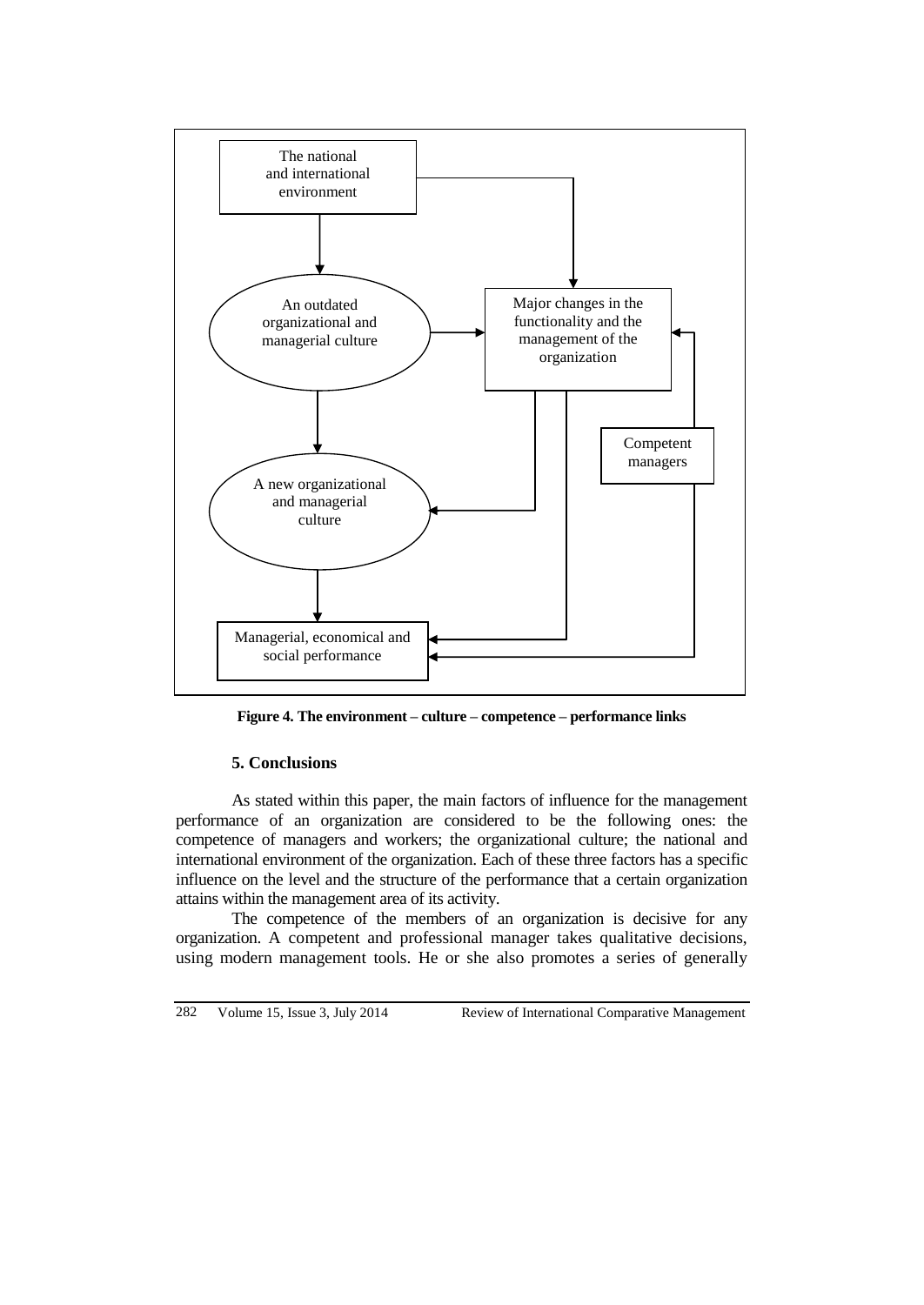The national and international environment

An outdated organizational and managerial culture

Major changes in the functionality and the management of the organization

Competent managers

A new organizational and managerial culture

Managerial, economical and social performance

**Figure 4. The environment – culture – competence – performance links**

## 5. Conclusions

As stated within this paper, the main factors of influence for the management performance of an organization are considered to be the following ones: the competence of managers and workers; the organizational culture; the national and international environment of the organization. Each of these three factors has a specific influence on the level and the structure of the performance that a certain organization attains within the management area of its activity.

The competence of the members of an organization is decisive for any organization. A competent and professional manager takes qualitative decisions, using modern management tools. He or she also promotes a series of generally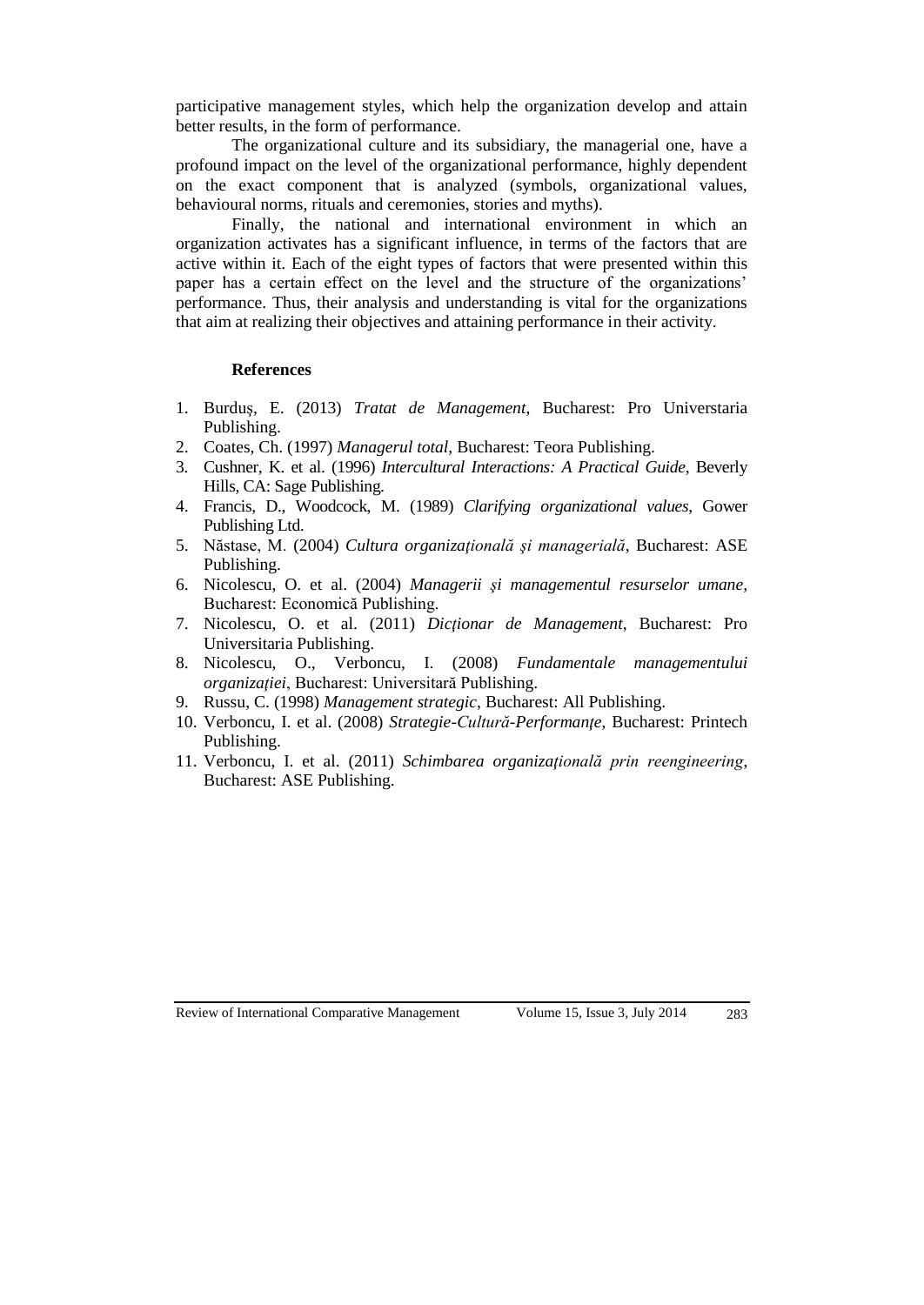participative management styles, which help the organization develop and attain better results, in the form of performance.

The organizational culture and its subsidiary, the managerial one, have a profound impact on the level of the organizational performance, highly dependent on the exact component that is analyzed (symbols, organizational values, behavioural norms, rituals and ceremonies, stories and myths).

Finally, the national and international environment in which an organization activates has a significant influence, in terms of the factors that are active within it. Each of the eight types of factors that were presented within this paper has a certain effect on the level and the structure of the organizations' performance. Thus, their analysis and understanding is vital for the organizations that aim at realizing their objectives and attaining performance in their activity.

## References

1. Burduş, E. (2013) *Tratat de Management*, Bucharest: Pro Universtaria Publishing.
2. Coates, Ch. (1997) *Managerul total*, Bucharest: Teora Publishing.
3. Cushner, K. et al. (1996) *Intercultural Interactions: A Practical Guide*, Beverly Hills, CA: Sage Publishing.
4. Francis, D., Woodcock, M. (1989) *Clarifying organizational values*, Gower Publishing Ltd.
5. Năstase, M. (2004) *Cultura organizaţională şi managerială*, Bucharest: ASE Publishing.
6. Nicolescu, O. et al. (2004) *Managerii şi managementul resurselor umane,* Bucharest: Economică Publishing.
7. Nicolescu, O. et al. (2011) *Dicţionar de Management*, Bucharest: Pro Universitaria Publishing.
8. Nicolescu, O., Verboncu, I. (2008) *Fundamentale managementului organizaţiei*, Bucharest: Universitară Publishing.
9. Russu, C. (1998) *Management strategic*, Bucharest: All Publishing.
10. Verboncu, I. et al. (2008) *Strategie-Cultură-Performanţe*, Bucharest: Printech Publishing.
11. Verboncu, I. et al. (2011) *Schimbarea organizaţională prin reengineering*, Bucharest: ASE Publishing.